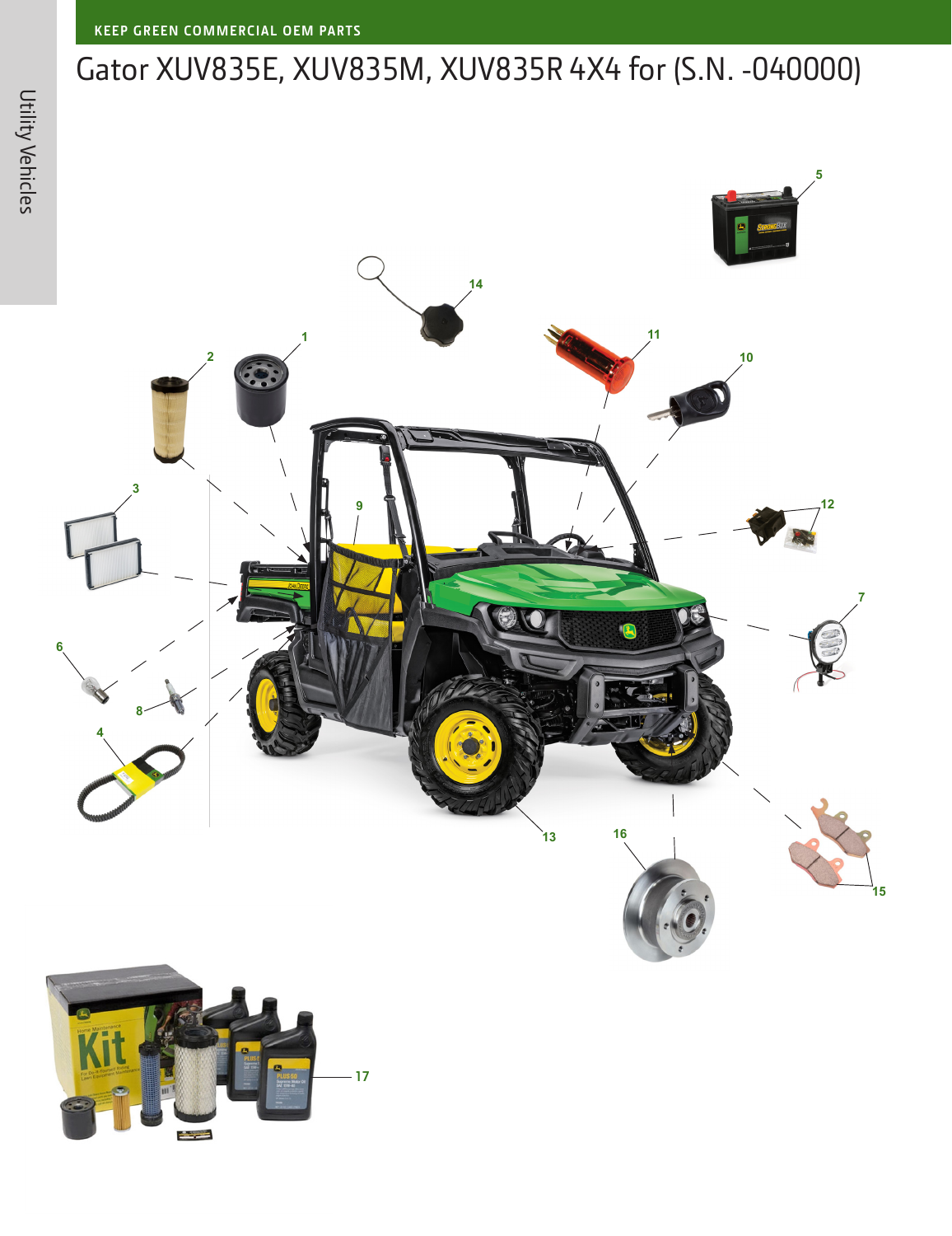KEEP GREEN COMMERCIAL OEM PARTS

# Gator XUV835E, XUV835M, XUV835R 4X4 for (S.N. -040000)

1 2 3 4 5 6 7 8 9 10 11 12 13 14 15 16 17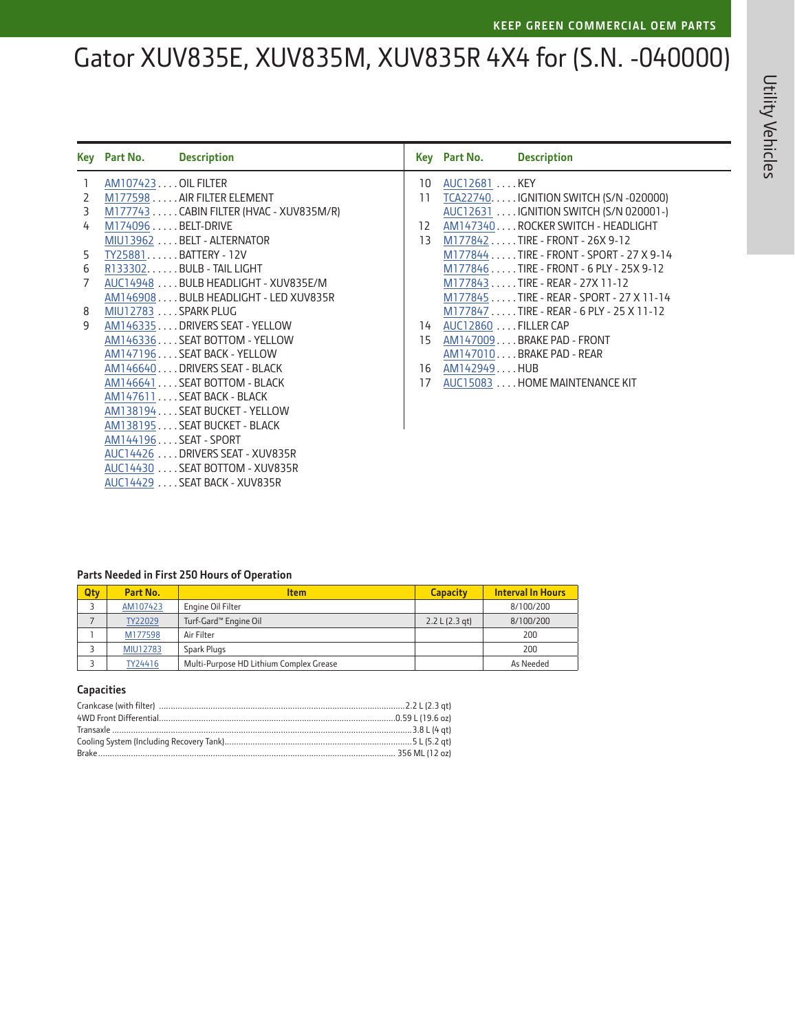# Gator XUV835E, XUV835M, XUV835R 4X4 for (S.N. -040000)

| Key | Part No. | Description |
|---|---|---|
| 1 | AM107423 | OIL FILTER |
| 2 | M177598 | AIR FILTER ELEMENT |
| 3 | M177743 | CABIN FILTER (HVAC - XUV835M/R) |
| 4 | M174096 | BELT-DRIVE |
| | MIU13962 | BELT - ALTERNATOR |
| 5 | TY25881 | BATTERY - 12V |
| 6 | R133302 | BULB - TAIL LIGHT |
| 7 | AUC14948 | BULB HEADLIGHT - XUV835E/M |
| | AM146908 | BULB HEADLIGHT - LED XUV835R |
| 8 | MIU12783 | SPARK PLUG |
| 9 | AM146335 | DRIVERS SEAT - YELLOW |
| | AM146336 | SEAT BOTTOM - YELLOW |
| | AM147196 | SEAT BACK - YELLOW |
| | AM146640 | DRIVERS SEAT - BLACK |
| | AM146641 | SEAT BOTTOM - BLACK |
| | AM147611 | SEAT BACK - BLACK |
| | AM138194 | SEAT BUCKET - YELLOW |
| | AM138195 | SEAT BUCKET - BLACK |
| | AM144196 | SEAT - SPORT |
| | AUC14426 | DRIVERS SEAT - XUV835R |
| | AUC14430 | SEAT BOTTOM - XUV835R |
| | AUC14429 | SEAT BACK - XUV835R |
| 10 | AUC12681 | KEY |
| 11 | TCA22740 | IGNITION SWITCH (S/N -020000) |
| | AUC12631 | IGNITION SWITCH (S/N 020001-) |
| 12 | AM147340 | ROCKER SWITCH - HEADLIGHT |
| 13 | M177842 | TIRE - FRONT - 26X 9-12 |
| | M177844 | TIRE - FRONT - SPORT - 27 X 9-14 |
| | M177846 | TIRE - FRONT - 6 PLY - 25X 9-12 |
| | M177843 | TIRE - REAR - 27X 11-12 |
| | M177845 | TIRE - REAR - SPORT - 27 X 11-14 |
| | M177847 | TIRE - REAR - 6 PLY - 25 X 11-12 |
| 14 | AUC12860 | FILLER CAP |
| 15 | AM147009 | BRAKE PAD - FRONT |
| | AM147010 | BRAKE PAD - REAR |
| 16 | AM142949 | HUB |
| 17 | AUC15083 | HOME MAINTENANCE KIT |

### Parts Needed in First 250 Hours of Operation

| Qty | Part No. | Item | Capacity | Interval In Hours |
|---|---|---|---|---|
| 3 | AM107423 | Engine Oil Filter | | 8/100/200 |
| 7 | TY22029 | Turf-Gard™ Engine Oil | 2.2 L (2.3 qt) | 8/100/200 |
| 1 | M177598 | Air Filter | | 200 |
| 3 | MIU12783 | Spark Plugs | | 200 |
| 3 | TY24416 | Multi-Purpose HD Lithium Complex Grease | | As Needed |

### Capacities

Crankcase (with filter) .......... 2.2 L (2.3 qt)
4WD Front Differential .......... 0.59 L (19.6 oz)
Transaxle .......... 3.8 L (4 qt)
Cooling System (Including Recovery Tank) .......... 5 L (5.2 qt)
Brake .......... 356 ML (12 oz)